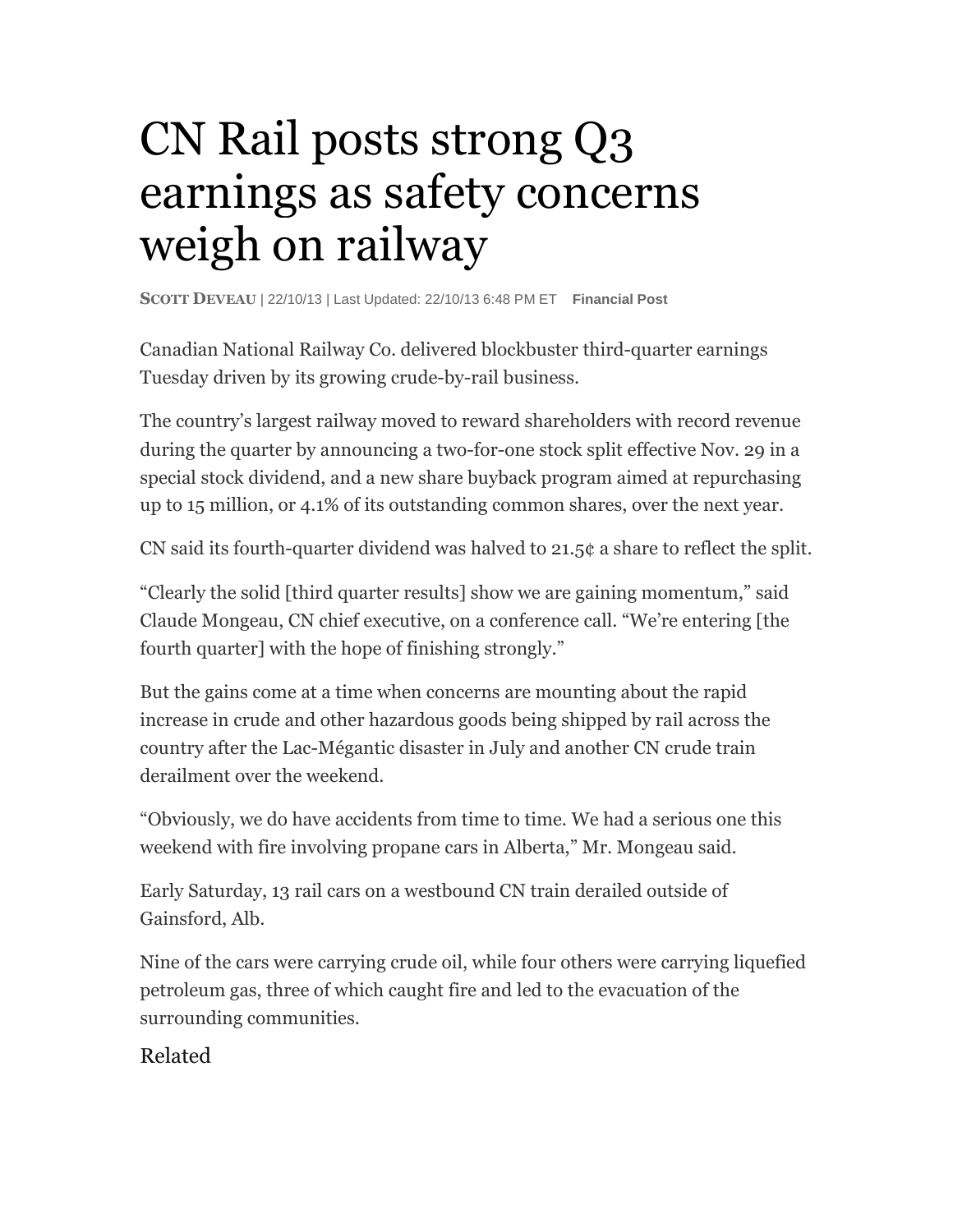# CN Rail posts strong Q3 earnings as safety concerns weigh on railway

**SCOTT DEVEAU** | 22/10/13 | Last Updated: 22/10/13 6:48 PM ET **Financial Post**

Canadian National Railway Co. delivered blockbuster third-quarter earnings Tuesday driven by its growing crude-by-rail business.

The country's largest railway moved to reward shareholders with record revenue during the quarter by announcing a two-for-one stock split effective Nov. 29 in a special stock dividend, and a new share buyback program aimed at repurchasing up to 15 million, or 4.1% of its outstanding common shares, over the next year.

CN said its fourth-quarter dividend was halved to 21.5¢ a share to reflect the split.

"Clearly the solid [third quarter results] show we are gaining momentum," said Claude Mongeau, CN chief executive, on a conference call. "We're entering [the fourth quarter] with the hope of finishing strongly."

But the gains come at a time when concerns are mounting about the rapid increase in crude and other hazardous goods being shipped by rail across the country after the Lac-Mégantic disaster in July and another CN crude train derailment over the weekend.

"Obviously, we do have accidents from time to time. We had a serious one this weekend with fire involving propane cars in Alberta," Mr. Mongeau said.

Early Saturday, 13 rail cars on a westbound CN train derailed outside of Gainsford, Alb.

Nine of the cars were carrying crude oil, while four others were carrying liquefied petroleum gas, three of which caught fire and led to the evacuation of the surrounding communities.

Related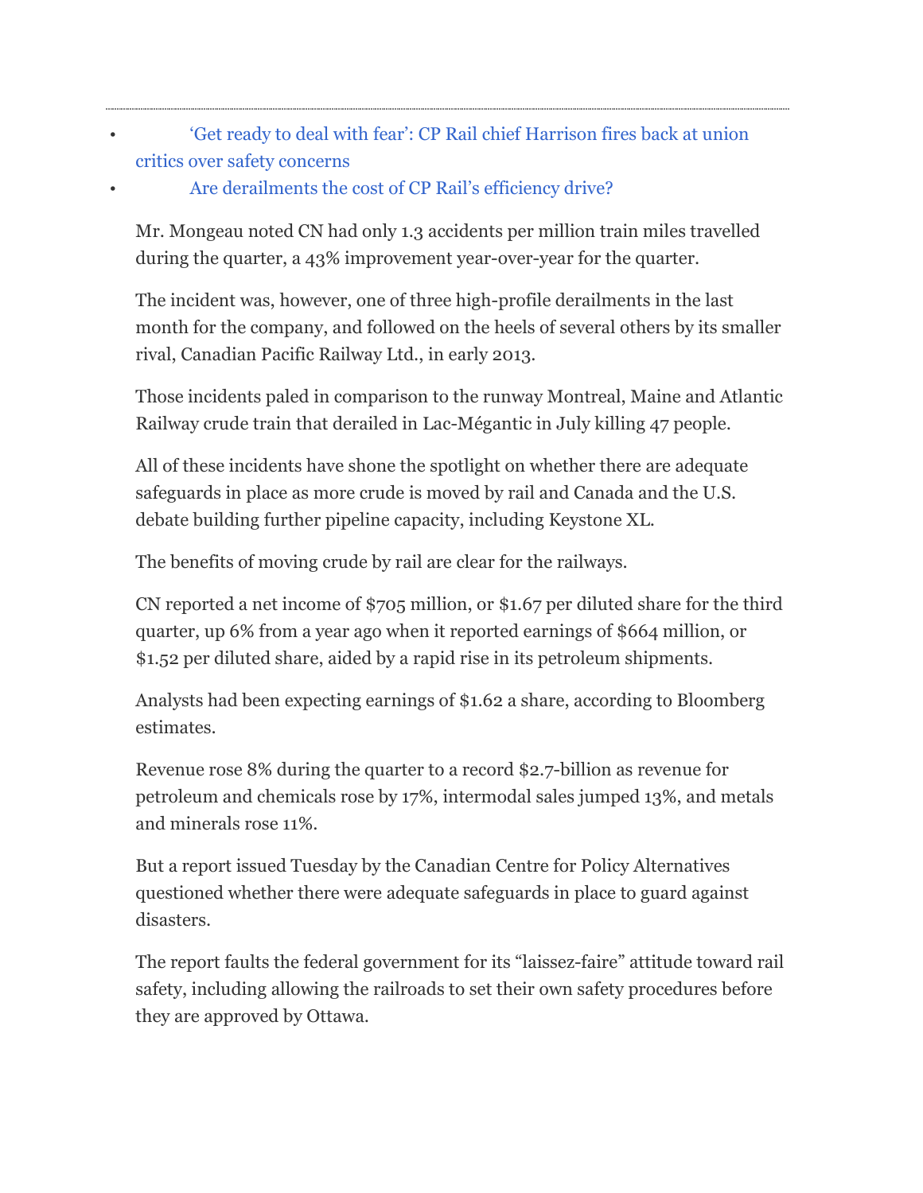---

- ‘Get ready to deal with fear’: CP Rail chief Harrison fires back at union critics over safety concerns
- Are derailments the cost of CP Rail’s efficiency drive?

Mr. Mongeau noted CN had only 1.3 accidents per million train miles travelled during the quarter, a 43% improvement year-over-year for the quarter.

The incident was, however, one of three high-profile derailments in the last month for the company, and followed on the heels of several others by its smaller rival, Canadian Pacific Railway Ltd., in early 2013.

Those incidents paled in comparison to the runway Montreal, Maine and Atlantic Railway crude train that derailed in Lac-Mégantic in July killing 47 people.

All of these incidents have shone the spotlight on whether there are adequate safeguards in place as more crude is moved by rail and Canada and the U.S. debate building further pipeline capacity, including Keystone XL.

The benefits of moving crude by rail are clear for the railways.

CN reported a net income of $705 million, or $1.67 per diluted share for the third quarter, up 6% from a year ago when it reported earnings of $664 million, or $1.52 per diluted share, aided by a rapid rise in its petroleum shipments.

Analysts had been expecting earnings of $1.62 a share, according to Bloomberg estimates.

Revenue rose 8% during the quarter to a record $2.7-billion as revenue for petroleum and chemicals rose by 17%, intermodal sales jumped 13%, and metals and minerals rose 11%.

But a report issued Tuesday by the Canadian Centre for Policy Alternatives questioned whether there were adequate safeguards in place to guard against disasters.

The report faults the federal government for its “laissez-faire” attitude toward rail safety, including allowing the railroads to set their own safety procedures before they are approved by Ottawa.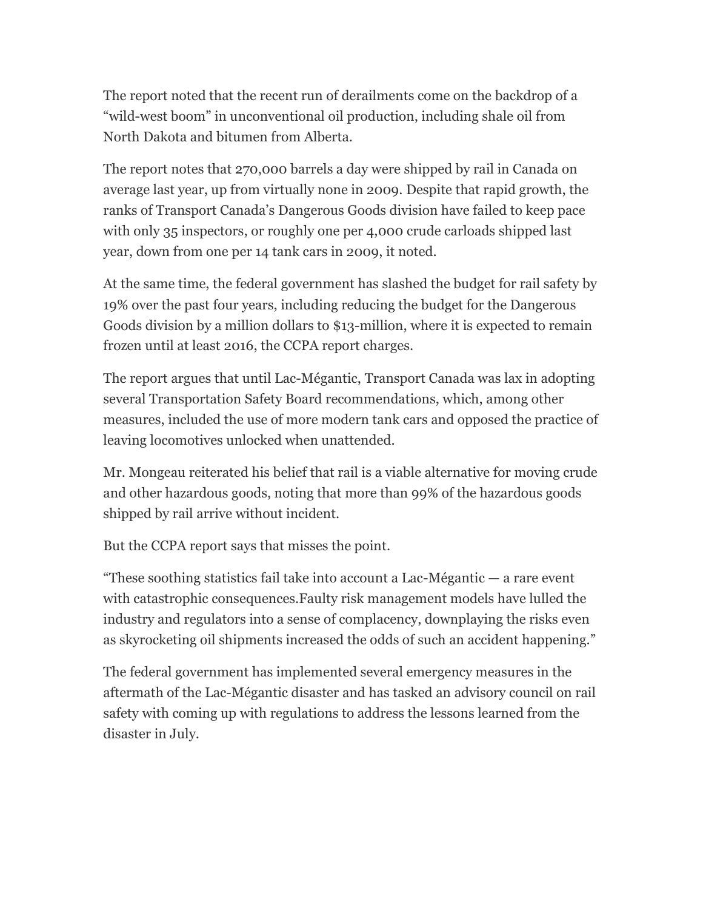The report noted that the recent run of derailments come on the backdrop of a "wild-west boom" in unconventional oil production, including shale oil from North Dakota and bitumen from Alberta.

The report notes that 270,000 barrels a day were shipped by rail in Canada on average last year, up from virtually none in 2009. Despite that rapid growth, the ranks of Transport Canada's Dangerous Goods division have failed to keep pace with only 35 inspectors, or roughly one per 4,000 crude carloads shipped last year, down from one per 14 tank cars in 2009, it noted.

At the same time, the federal government has slashed the budget for rail safety by 19% over the past four years, including reducing the budget for the Dangerous Goods division by a million dollars to $13-million, where it is expected to remain frozen until at least 2016, the CCPA report charges.

The report argues that until Lac-Mégantic, Transport Canada was lax in adopting several Transportation Safety Board recommendations, which, among other measures, included the use of more modern tank cars and opposed the practice of leaving locomotives unlocked when unattended.

Mr. Mongeau reiterated his belief that rail is a viable alternative for moving crude and other hazardous goods, noting that more than 99% of the hazardous goods shipped by rail arrive without incident.

But the CCPA report says that misses the point.

"These soothing statistics fail take into account a Lac-Mégantic — a rare event with catastrophic consequences.Faulty risk management models have lulled the industry and regulators into a sense of complacency, downplaying the risks even as skyrocketing oil shipments increased the odds of such an accident happening."

The federal government has implemented several emergency measures in the aftermath of the Lac-Mégantic disaster and has tasked an advisory council on rail safety with coming up with regulations to address the lessons learned from the disaster in July.